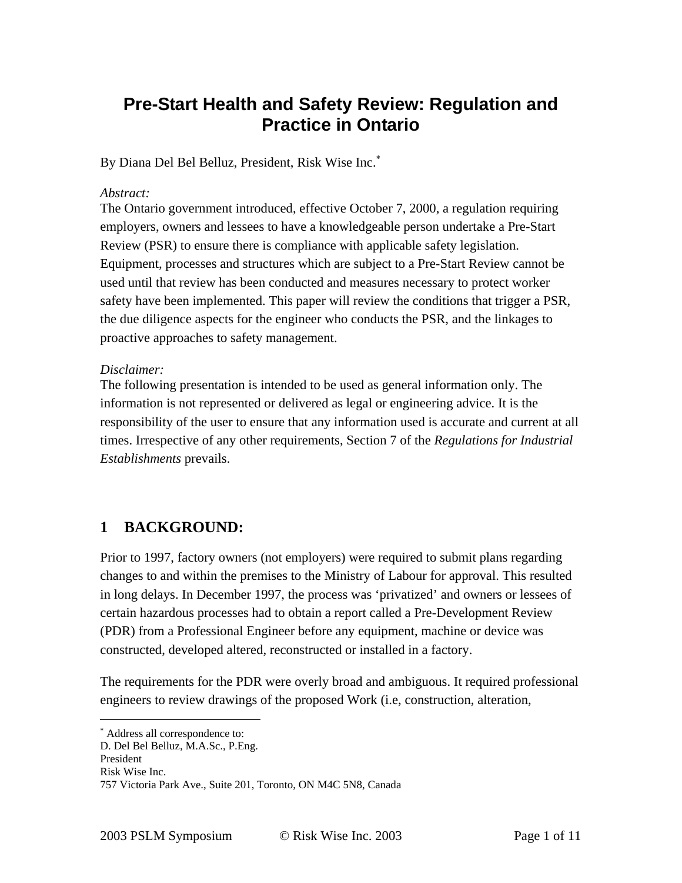# Pre-Start Health and Safety Review: Regulation and Practice in Ontario

By Diana Del Bel Belluz, President, Risk Wise Inc.[*]

*Abstract:*
The Ontario government introduced, effective October 7, 2000, a regulation requiring employers, owners and lessees to have a knowledgeable person undertake a Pre-Start Review (PSR) to ensure there is compliance with applicable safety legislation. Equipment, processes and structures which are subject to a Pre-Start Review cannot be used until that review has been conducted and measures necessary to protect worker safety have been implemented. This paper will review the conditions that trigger a PSR, the due diligence aspects for the engineer who conducts the PSR, and the linkages to proactive approaches to safety management.

*Disclaimer:*
The following presentation is intended to be used as general information only. The information is not represented or delivered as legal or engineering advice. It is the responsibility of the user to ensure that any information used is accurate and current at all times. Irrespective of any other requirements, Section 7 of the *Regulations for Industrial Establishments* prevails.

## 1 BACKGROUND:

Prior to 1997, factory owners (not employers) were required to submit plans regarding changes to and within the premises to the Ministry of Labour for approval. This resulted in long delays. In December 1997, the process was 'privatized' and owners or lessees of certain hazardous processes had to obtain a report called a Pre-Development Review (PDR) from a Professional Engineer before any equipment, machine or device was constructed, developed altered, reconstructed or installed in a factory.

The requirements for the PDR were overly broad and ambiguous. It required professional engineers to review drawings of the proposed Work (i.e, construction, alteration,

[*] Address all correspondence to:
D. Del Bel Belluz, M.A.Sc., P.Eng.
President
Risk Wise Inc.
757 Victoria Park Ave., Suite 201, Toronto, ON M4C 5N8, Canada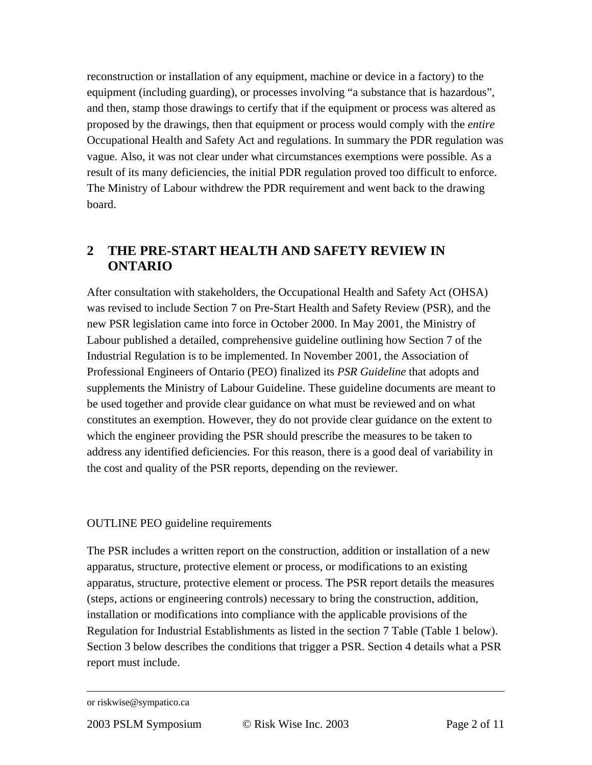reconstruction or installation of any equipment, machine or device in a factory) to the equipment (including guarding), or processes involving "a substance that is hazardous", and then, stamp those drawings to certify that if the equipment or process was altered as proposed by the drawings, then that equipment or process would comply with the *entire* Occupational Health and Safety Act and regulations. In summary the PDR regulation was vague. Also, it was not clear under what circumstances exemptions were possible. As a result of its many deficiencies, the initial PDR regulation proved too difficult to enforce. The Ministry of Labour withdrew the PDR requirement and went back to the drawing board.

## 2 THE PRE-START HEALTH AND SAFETY REVIEW IN ONTARIO

After consultation with stakeholders, the Occupational Health and Safety Act (OHSA) was revised to include Section 7 on Pre-Start Health and Safety Review (PSR), and the new PSR legislation came into force in October 2000. In May 2001, the Ministry of Labour published a detailed, comprehensive guideline outlining how Section 7 of the Industrial Regulation is to be implemented. In November 2001, the Association of Professional Engineers of Ontario (PEO) finalized its *PSR Guideline* that adopts and supplements the Ministry of Labour Guideline. These guideline documents are meant to be used together and provide clear guidance on what must be reviewed and on what constitutes an exemption. However, they do not provide clear guidance on the extent to which the engineer providing the PSR should prescribe the measures to be taken to address any identified deficiencies. For this reason, there is a good deal of variability in the cost and quality of the PSR reports, depending on the reviewer.

OUTLINE PEO guideline requirements

The PSR includes a written report on the construction, addition or installation of a new apparatus, structure, protective element or process, or modifications to an existing apparatus, structure, protective element or process. The PSR report details the measures (steps, actions or engineering controls) necessary to bring the construction, addition, installation or modifications into compliance with the applicable provisions of the Regulation for Industrial Establishments as listed in the section 7 Table (Table 1 below). Section 3 below describes the conditions that trigger a PSR. Section 4 details what a PSR report must include.

---

or riskwise@sympatico.ca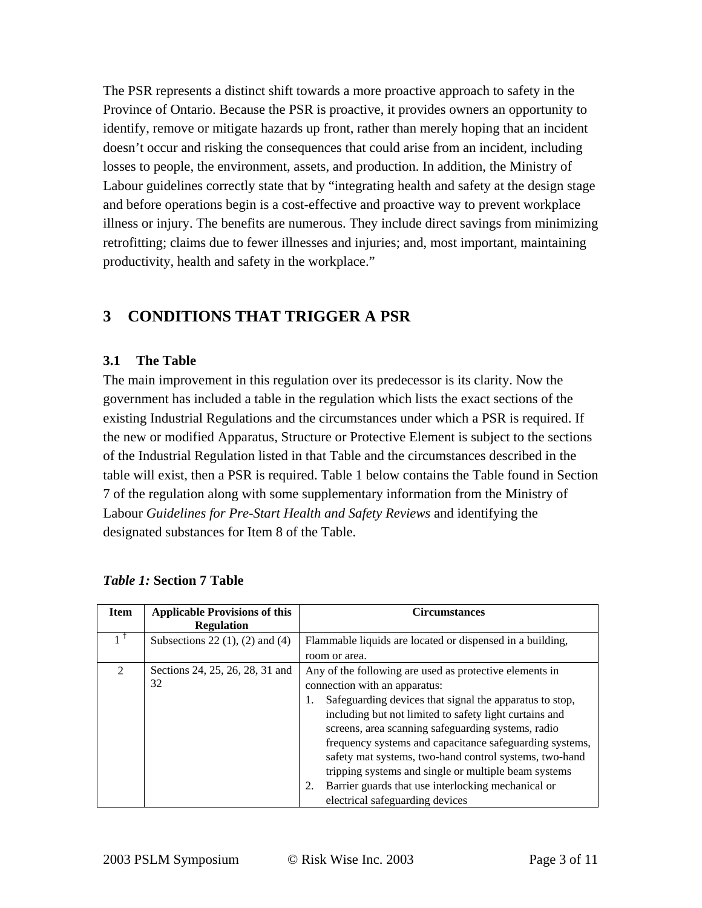The PSR represents a distinct shift towards a more proactive approach to safety in the Province of Ontario. Because the PSR is proactive, it provides owners an opportunity to identify, remove or mitigate hazards up front, rather than merely hoping that an incident doesn't occur and risking the consequences that could arise from an incident, including losses to people, the environment, assets, and production. In addition, the Ministry of Labour guidelines correctly state that by "integrating health and safety at the design stage and before operations begin is a cost-effective and proactive way to prevent workplace illness or injury. The benefits are numerous. They include direct savings from minimizing retrofitting; claims due to fewer illnesses and injuries; and, most important, maintaining productivity, health and safety in the workplace."

# 3 CONDITIONS THAT TRIGGER A PSR

## 3.1 The Table

The main improvement in this regulation over its predecessor is its clarity. Now the government has included a table in the regulation which lists the exact sections of the existing Industrial Regulations and the circumstances under which a PSR is required. If the new or modified Apparatus, Structure or Protective Element is subject to the sections of the Industrial Regulation listed in that Table and the circumstances described in the table will exist, then a PSR is required. Table 1 below contains the Table found in Section 7 of the regulation along with some supplementary information from the Ministry of Labour *Guidelines for Pre-Start Health and Safety Reviews* and identifying the designated substances for Item 8 of the Table.

***Table 1:*** **Section 7 Table**

| Item | Applicable Provisions of this Regulation | Circumstances |
|---|---|---|
| 1 † | Subsections 22 (1), (2) and (4) | Flammable liquids are located or dispensed in a building, room or area. |
| 2 | Sections 24, 25, 26, 28, 31 and 32 | Any of the following are used as protective elements in connection with an apparatus:<br>1. Safeguarding devices that signal the apparatus to stop, including but not limited to safety light curtains and screens, area scanning safeguarding systems, radio frequency systems and capacitance safeguarding systems, safety mat systems, two-hand control systems, two-hand tripping systems and single or multiple beam systems<br>2. Barrier guards that use interlocking mechanical or electrical safeguarding devices |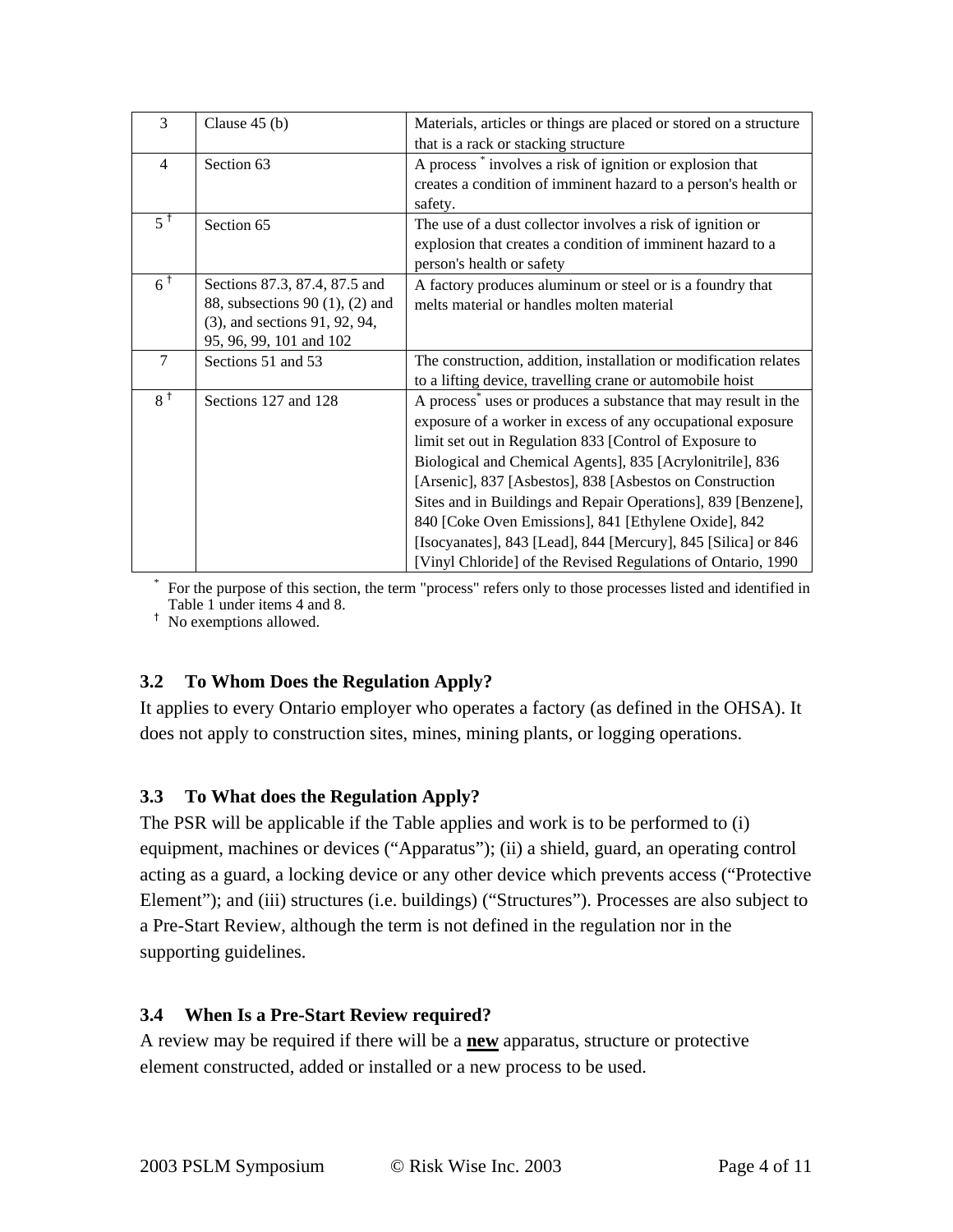| 3 | Clause 45 (b) | Materials, articles or things are placed or stored on a structure that is a rack or stacking structure |
|---|---|---|
| 4 | Section 63 | A process * involves a risk of ignition or explosion that creates a condition of imminent hazard to a person's health or safety. |
| 5 † | Section 65 | The use of a dust collector involves a risk of ignition or explosion that creates a condition of imminent hazard to a person's health or safety |
| 6 † | Sections 87.3, 87.4, 87.5 and 88, subsections 90 (1), (2) and (3), and sections 91, 92, 94, 95, 96, 99, 101 and 102 | A factory produces aluminum or steel or is a foundry that melts material or handles molten material |
| 7 | Sections 51 and 53 | The construction, addition, installation or modification relates to a lifting device, travelling crane or automobile hoist |
| 8 † | Sections 127 and 128 | A process* uses or produces a substance that may result in the exposure of a worker in excess of any occupational exposure limit set out in Regulation 833 [Control of Exposure to Biological and Chemical Agents], 835 [Acrylonitrile], 836 [Arsenic], 837 [Asbestos], 838 [Asbestos on Construction Sites and in Buildings and Repair Operations], 839 [Benzene], 840 [Coke Oven Emissions], 841 [Ethylene Oxide], 842 [Isocyanates], 843 [Lead], 844 [Mercury], 845 [Silica] or 846 [Vinyl Chloride] of the Revised Regulations of Ontario, 1990 |

* For the purpose of this section, the term "process" refers only to those processes listed and identified in Table 1 under items 4 and 8.
† No exemptions allowed.

### 3.2 To Whom Does the Regulation Apply?

It applies to every Ontario employer who operates a factory (as defined in the OHSA). It does not apply to construction sites, mines, mining plants, or logging operations.

### 3.3 To What does the Regulation Apply?

The PSR will be applicable if the Table applies and work is to be performed to (i) equipment, machines or devices ("Apparatus"); (ii) a shield, guard, an operating control acting as a guard, a locking device or any other device which prevents access ("Protective Element"); and (iii) structures (i.e. buildings) ("Structures"). Processes are also subject to a Pre-Start Review, although the term is not defined in the regulation nor in the supporting guidelines.

### 3.4 When Is a Pre-Start Review required?

A review may be required if there will be a **new** apparatus, structure or protective element constructed, added or installed or a new process to be used.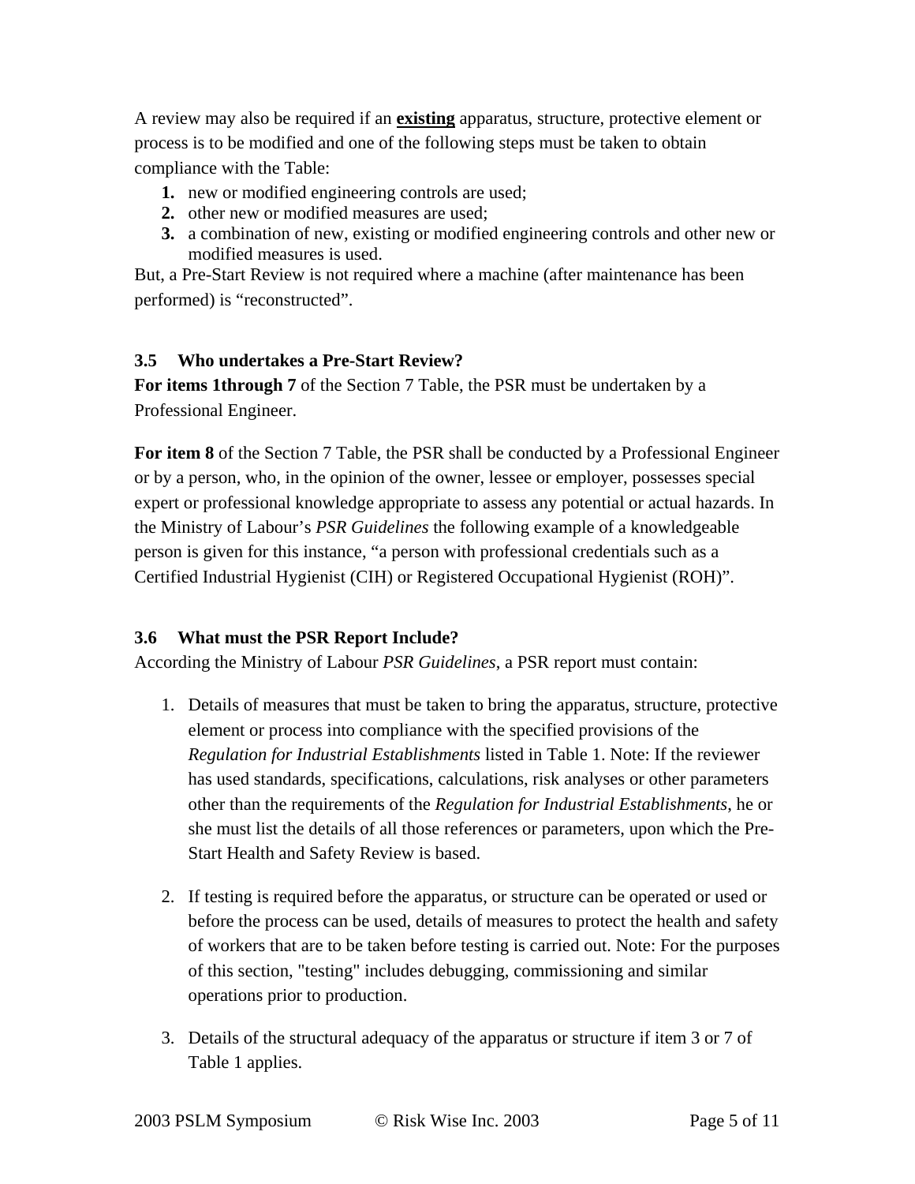A review may also be required if an **existing** apparatus, structure, protective element or process is to be modified and one of the following steps must be taken to obtain compliance with the Table:

1. new or modified engineering controls are used;
2. other new or modified measures are used;
3. a combination of new, existing or modified engineering controls and other new or modified measures is used.

But, a Pre-Start Review is not required where a machine (after maintenance has been performed) is "reconstructed".

### 3.5 Who undertakes a Pre-Start Review?

**For items 1through 7** of the Section 7 Table, the PSR must be undertaken by a Professional Engineer.

**For item 8** of the Section 7 Table, the PSR shall be conducted by a Professional Engineer or by a person, who, in the opinion of the owner, lessee or employer, possesses special expert or professional knowledge appropriate to assess any potential or actual hazards. In the Ministry of Labour's *PSR Guidelines* the following example of a knowledgeable person is given for this instance, "a person with professional credentials such as a Certified Industrial Hygienist (CIH) or Registered Occupational Hygienist (ROH)".

### 3.6 What must the PSR Report Include?

According the Ministry of Labour *PSR Guidelines*, a PSR report must contain:

1. Details of measures that must be taken to bring the apparatus, structure, protective element or process into compliance with the specified provisions of the *Regulation for Industrial Establishments* listed in Table 1. Note: If the reviewer has used standards, specifications, calculations, risk analyses or other parameters other than the requirements of the *Regulation for Industrial Establishments*, he or she must list the details of all those references or parameters, upon which the Pre-Start Health and Safety Review is based.

2. If testing is required before the apparatus, or structure can be operated or used or before the process can be used, details of measures to protect the health and safety of workers that are to be taken before testing is carried out. Note: For the purposes of this section, "testing" includes debugging, commissioning and similar operations prior to production.

3. Details of the structural adequacy of the apparatus or structure if item 3 or 7 of Table 1 applies.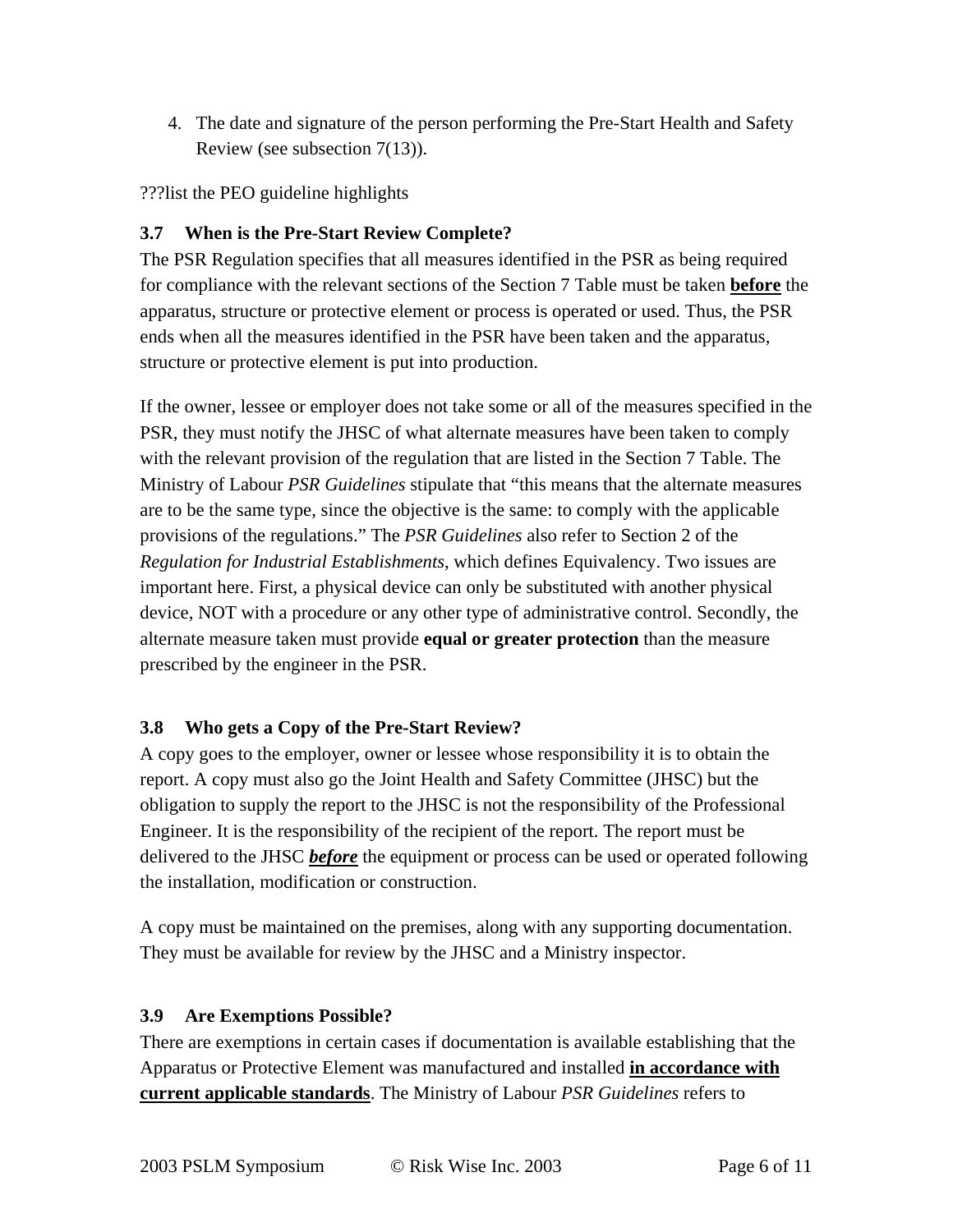4. The date and signature of the person performing the Pre-Start Health and Safety Review (see subsection 7(13)).

???list the PEO guideline highlights

### 3.7 When is the Pre-Start Review Complete?

The PSR Regulation specifies that all measures identified in the PSR as being required for compliance with the relevant sections of the Section 7 Table must be taken **<u>before</u>** the apparatus, structure or protective element or process is operated or used. Thus, the PSR ends when all the measures identified in the PSR have been taken and the apparatus, structure or protective element is put into production.

If the owner, lessee or employer does not take some or all of the measures specified in the PSR, they must notify the JHSC of what alternate measures have been taken to comply with the relevant provision of the regulation that are listed in the Section 7 Table. The Ministry of Labour *PSR Guidelines* stipulate that "this means that the alternate measures are to be the same type, since the objective is the same: to comply with the applicable provisions of the regulations." The *PSR Guidelines* also refer to Section 2 of the *Regulation for Industrial Establishments*, which defines Equivalency. Two issues are important here. First, a physical device can only be substituted with another physical device, NOT with a procedure or any other type of administrative control. Secondly, the alternate measure taken must provide **equal or greater protection** than the measure prescribed by the engineer in the PSR.

### 3.8 Who gets a Copy of the Pre-Start Review?

A copy goes to the employer, owner or lessee whose responsibility it is to obtain the report. A copy must also go the Joint Health and Safety Committee (JHSC) but the obligation to supply the report to the JHSC is not the responsibility of the Professional Engineer. It is the responsibility of the recipient of the report. The report must be delivered to the JHSC ***<u>before</u>*** the equipment or process can be used or operated following the installation, modification or construction.

A copy must be maintained on the premises, along with any supporting documentation. They must be available for review by the JHSC and a Ministry inspector.

### 3.9 Are Exemptions Possible?

There are exemptions in certain cases if documentation is available establishing that the Apparatus or Protective Element was manufactured and installed **<u>in accordance with current applicable standards</u>**. The Ministry of Labour *PSR Guidelines* refers to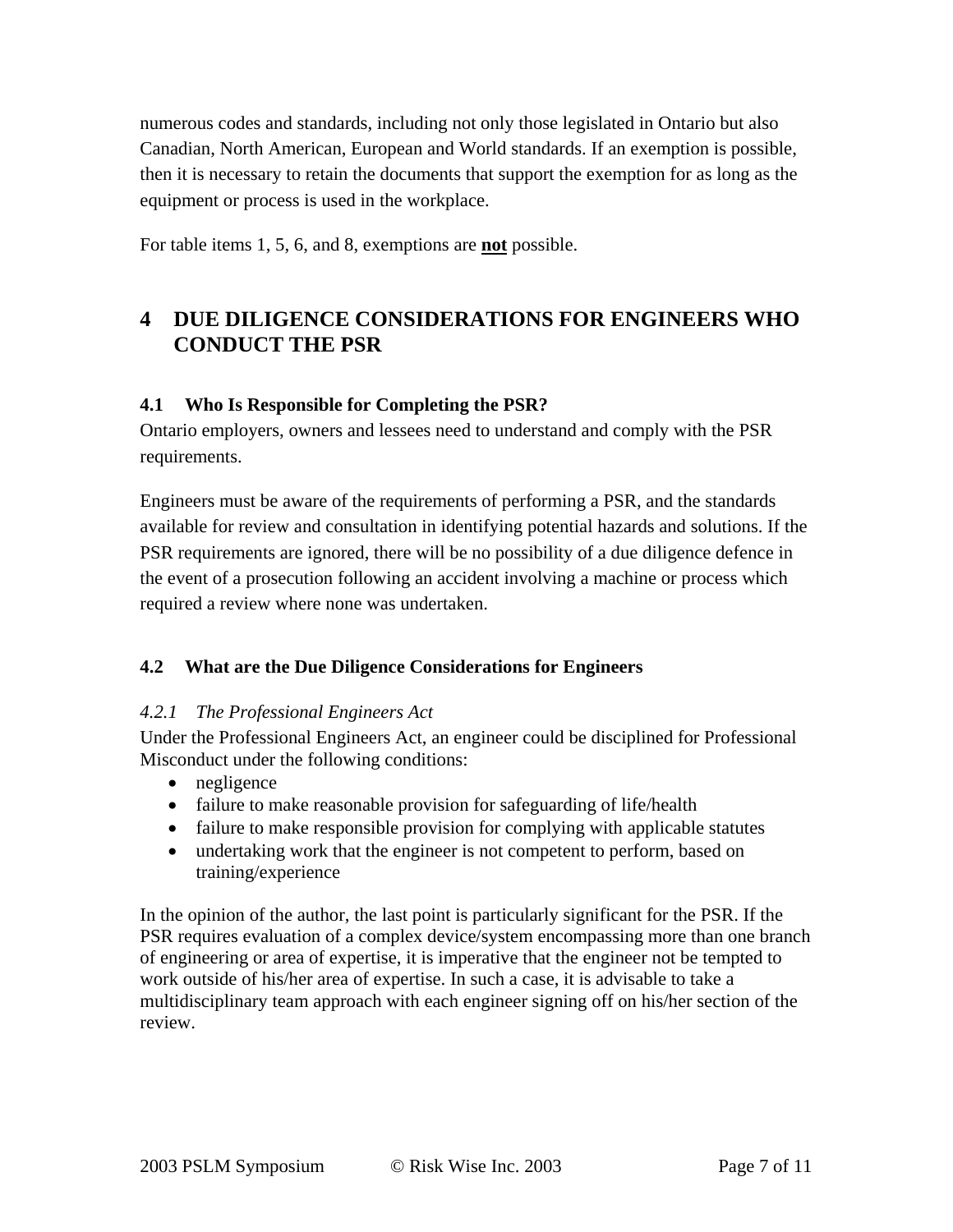numerous codes and standards, including not only those legislated in Ontario but also Canadian, North American, European and World standards. If an exemption is possible, then it is necessary to retain the documents that support the exemption for as long as the equipment or process is used in the workplace.

For table items 1, 5, 6, and 8, exemptions are **not** possible.

# 4 DUE DILIGENCE CONSIDERATIONS FOR ENGINEERS WHO CONDUCT THE PSR

## 4.1 Who Is Responsible for Completing the PSR?

Ontario employers, owners and lessees need to understand and comply with the PSR requirements.

Engineers must be aware of the requirements of performing a PSR, and the standards available for review and consultation in identifying potential hazards and solutions. If the PSR requirements are ignored, there will be no possibility of a due diligence defence in the event of a prosecution following an accident involving a machine or process which required a review where none was undertaken.

## 4.2 What are the Due Diligence Considerations for Engineers

### *4.2.1 The Professional Engineers Act*

Under the Professional Engineers Act, an engineer could be disciplined for Professional Misconduct under the following conditions:

- negligence
- failure to make reasonable provision for safeguarding of life/health
- failure to make responsible provision for complying with applicable statutes
- undertaking work that the engineer is not competent to perform, based on training/experience

In the opinion of the author, the last point is particularly significant for the PSR. If the PSR requires evaluation of a complex device/system encompassing more than one branch of engineering or area of expertise, it is imperative that the engineer not be tempted to work outside of his/her area of expertise. In such a case, it is advisable to take a multidisciplinary team approach with each engineer signing off on his/her section of the review.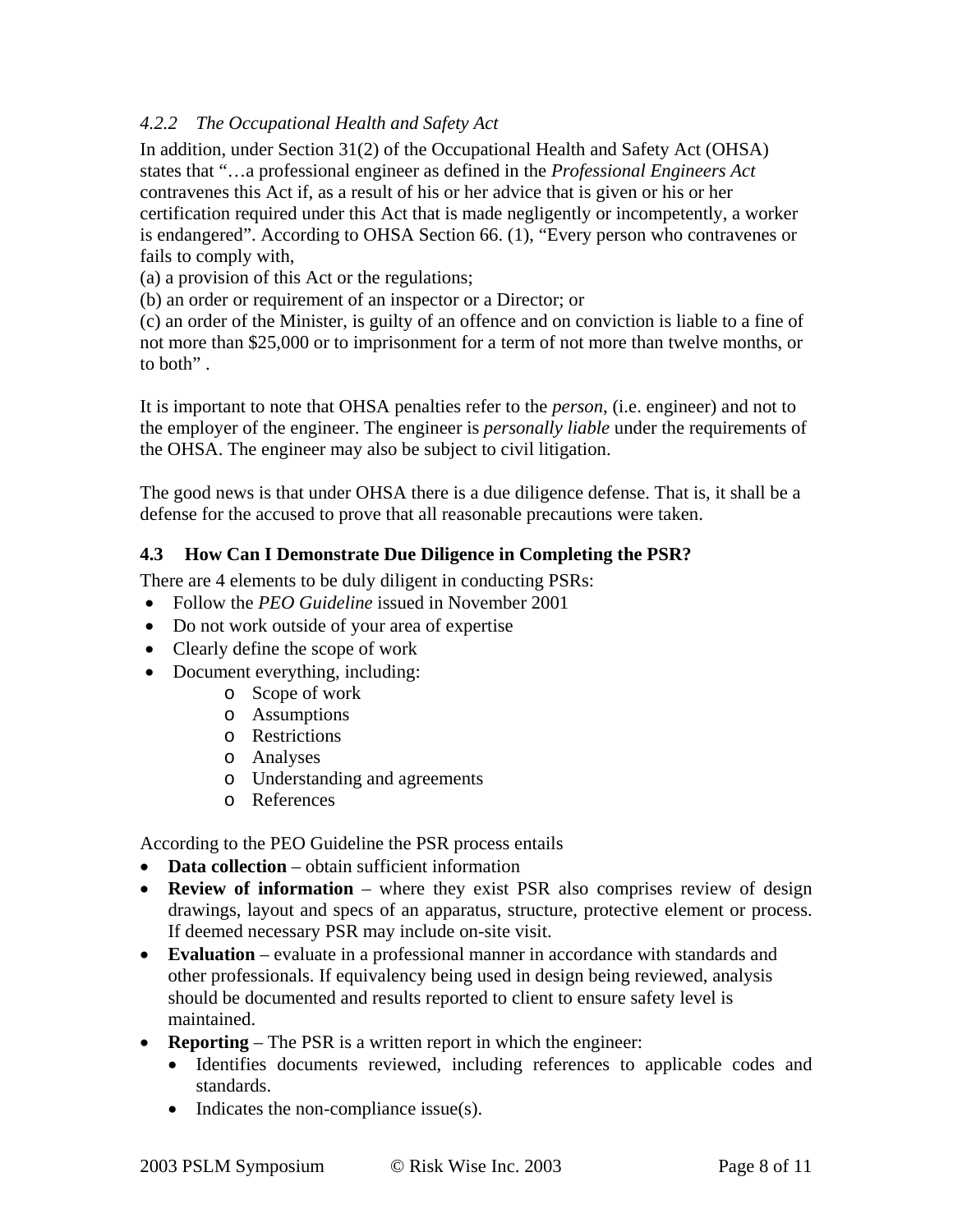### *4.2.2 The Occupational Health and Safety Act*

In addition, under Section 31(2) of the Occupational Health and Safety Act (OHSA) states that "…a professional engineer as defined in the *Professional Engineers Act* contravenes this Act if, as a result of his or her advice that is given or his or her certification required under this Act that is made negligently or incompetently, a worker is endangered". According to OHSA Section 66. (1), "Every person who contravenes or fails to comply with,
(a) a provision of this Act or the regulations;
(b) an order or requirement of an inspector or a Director; or
(c) an order of the Minister, is guilty of an offence and on conviction is liable to a fine of not more than $25,000 or to imprisonment for a term of not more than twelve months, or to both" .

It is important to note that OHSA penalties refer to the *person*, (i.e. engineer) and not to the employer of the engineer. The engineer is *personally liable* under the requirements of the OHSA. The engineer may also be subject to civil litigation.

The good news is that under OHSA there is a due diligence defense. That is, it shall be a defense for the accused to prove that all reasonable precautions were taken.

## 4.3 How Can I Demonstrate Due Diligence in Completing the PSR?

There are 4 elements to be duly diligent in conducting PSRs:

- Follow the *PEO Guideline* issued in November 2001
- Do not work outside of your area of expertise
- Clearly define the scope of work
- Document everything, including:
  - Scope of work
  - Assumptions
  - Restrictions
  - Analyses
  - Understanding and agreements
  - References

According to the PEO Guideline the PSR process entails

- **Data collection** – obtain sufficient information
- **Review of information** – where they exist PSR also comprises review of design drawings, layout and specs of an apparatus, structure, protective element or process. If deemed necessary PSR may include on-site visit.
- **Evaluation** – evaluate in a professional manner in accordance with standards and other professionals. If equivalency being used in design being reviewed, analysis should be documented and results reported to client to ensure safety level is maintained.
- **Reporting** – The PSR is a written report in which the engineer:
  - Identifies documents reviewed, including references to applicable codes and standards.
  - Indicates the non-compliance issue(s).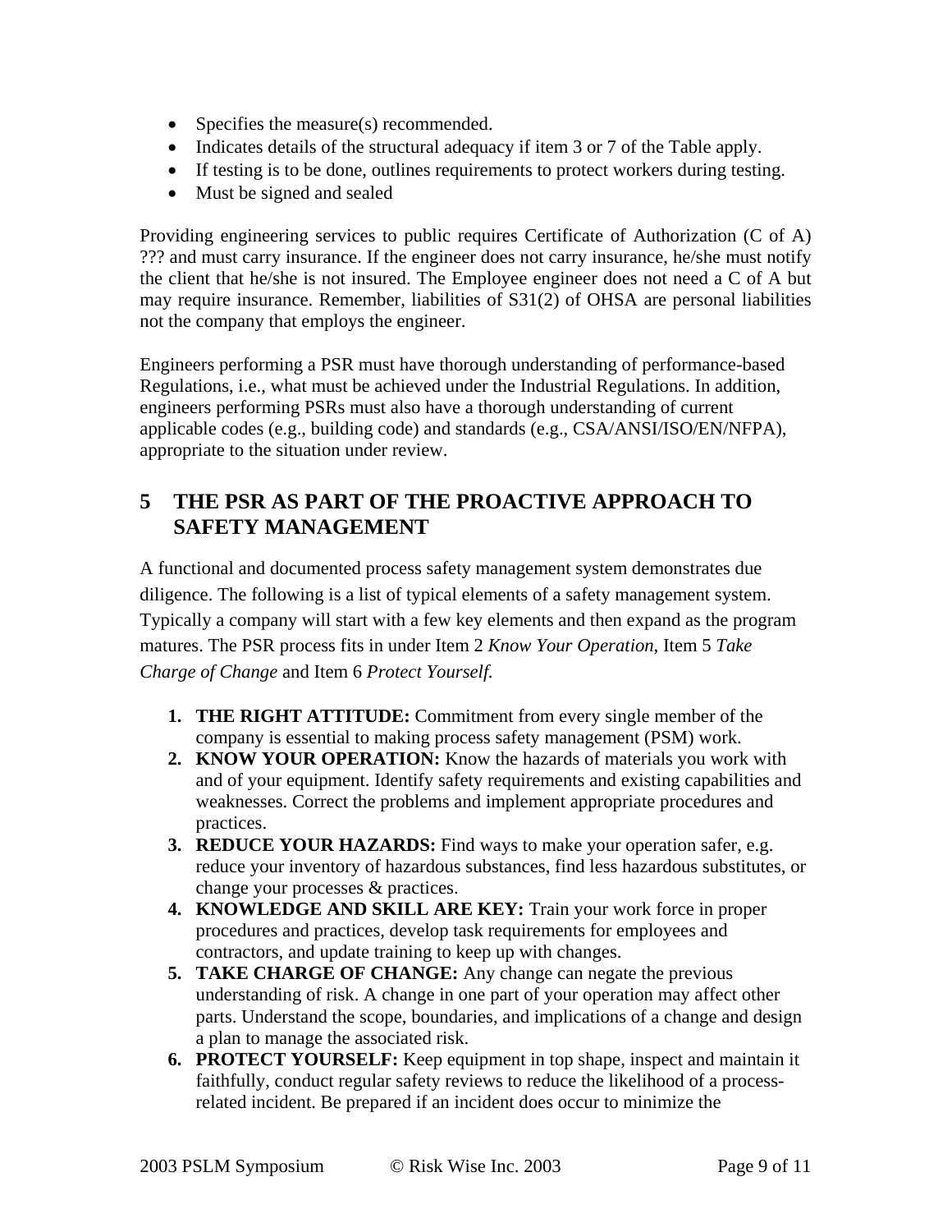- Specifies the measure(s) recommended.
- Indicates details of the structural adequacy if item 3 or 7 of the Table apply.
- If testing is to be done, outlines requirements to protect workers during testing.
- Must be signed and sealed

Providing engineering services to public requires Certificate of Authorization (C of A) ??? and must carry insurance. If the engineer does not carry insurance, he/she must notify the client that he/she is not insured. The Employee engineer does not need a C of A but may require insurance. Remember, liabilities of S31(2) of OHSA are personal liabilities not the company that employs the engineer.

Engineers performing a PSR must have thorough understanding of performance-based Regulations, i.e., what must be achieved under the Industrial Regulations. In addition, engineers performing PSRs must also have a thorough understanding of current applicable codes (e.g., building code) and standards (e.g., CSA/ANSI/ISO/EN/NFPA), appropriate to the situation under review.

## 5 THE PSR AS PART OF THE PROACTIVE APPROACH TO SAFETY MANAGEMENT

A functional and documented process safety management system demonstrates due diligence. The following is a list of typical elements of a safety management system. Typically a company will start with a few key elements and then expand as the program matures. The PSR process fits in under Item 2 *Know Your Operation*, Item 5 *Take Charge of Change* and Item 6 *Protect Yourself.*

1. **THE RIGHT ATTITUDE:** Commitment from every single member of the company is essential to making process safety management (PSM) work.
2. **KNOW YOUR OPERATION:** Know the hazards of materials you work with and of your equipment. Identify safety requirements and existing capabilities and weaknesses. Correct the problems and implement appropriate procedures and practices.
3. **REDUCE YOUR HAZARDS:** Find ways to make your operation safer, e.g. reduce your inventory of hazardous substances, find less hazardous substitutes, or change your processes & practices.
4. **KNOWLEDGE AND SKILL ARE KEY:** Train your work force in proper procedures and practices, develop task requirements for employees and contractors, and update training to keep up with changes.
5. **TAKE CHARGE OF CHANGE:** Any change can negate the previous understanding of risk. A change in one part of your operation may affect other parts. Understand the scope, boundaries, and implications of a change and design a plan to manage the associated risk.
6. **PROTECT YOURSELF:** Keep equipment in top shape, inspect and maintain it faithfully, conduct regular safety reviews to reduce the likelihood of a process-related incident. Be prepared if an incident does occur to minimize the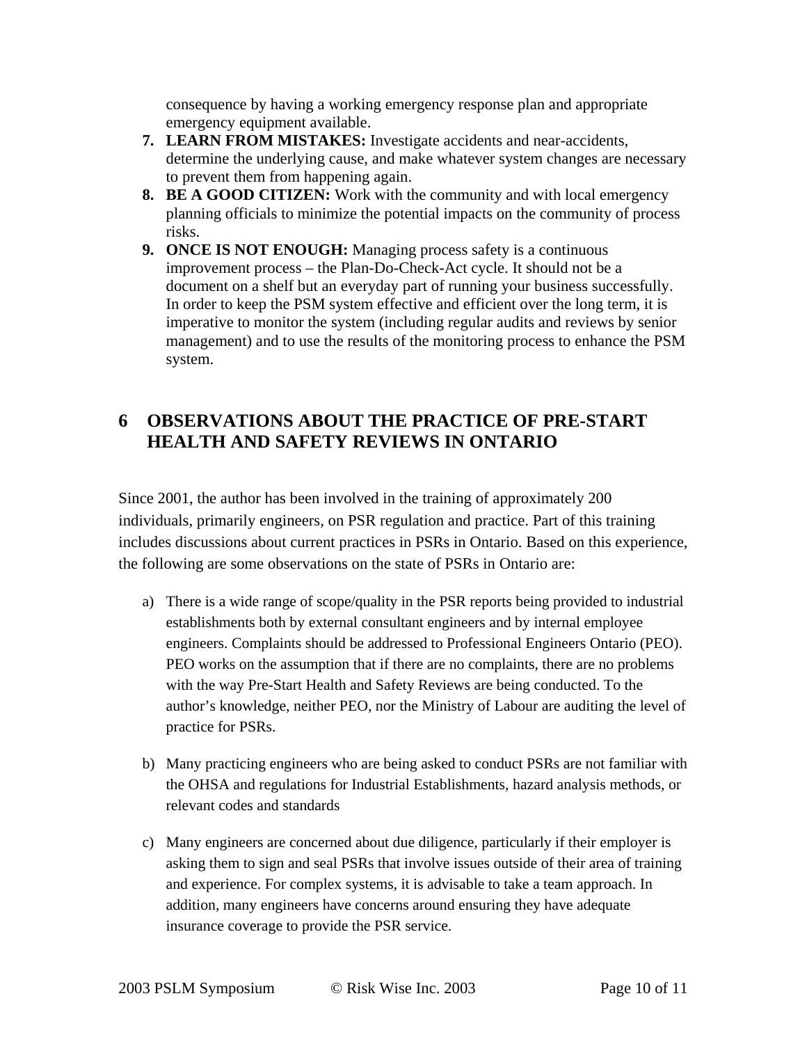consequence by having a working emergency response plan and appropriate emergency equipment available.

7. **LEARN FROM MISTAKES:** Investigate accidents and near-accidents, determine the underlying cause, and make whatever system changes are necessary to prevent them from happening again.
8. **BE A GOOD CITIZEN:** Work with the community and with local emergency planning officials to minimize the potential impacts on the community of process risks.
9. **ONCE IS NOT ENOUGH:** Managing process safety is a continuous improvement process – the Plan-Do-Check-Act cycle. It should not be a document on a shelf but an everyday part of running your business successfully. In order to keep the PSM system effective and efficient over the long term, it is imperative to monitor the system (including regular audits and reviews by senior management) and to use the results of the monitoring process to enhance the PSM system.

# 6 OBSERVATIONS ABOUT THE PRACTICE OF PRE-START HEALTH AND SAFETY REVIEWS IN ONTARIO

Since 2001, the author has been involved in the training of approximately 200 individuals, primarily engineers, on PSR regulation and practice. Part of this training includes discussions about current practices in PSRs in Ontario. Based on this experience, the following are some observations on the state of PSRs in Ontario are:

a) There is a wide range of scope/quality in the PSR reports being provided to industrial establishments both by external consultant engineers and by internal employee engineers. Complaints should be addressed to Professional Engineers Ontario (PEO). PEO works on the assumption that if there are no complaints, there are no problems with the way Pre-Start Health and Safety Reviews are being conducted. To the author's knowledge, neither PEO, nor the Ministry of Labour are auditing the level of practice for PSRs.

b) Many practicing engineers who are being asked to conduct PSRs are not familiar with the OHSA and regulations for Industrial Establishments, hazard analysis methods, or relevant codes and standards

c) Many engineers are concerned about due diligence, particularly if their employer is asking them to sign and seal PSRs that involve issues outside of their area of training and experience. For complex systems, it is advisable to take a team approach. In addition, many engineers have concerns around ensuring they have adequate insurance coverage to provide the PSR service.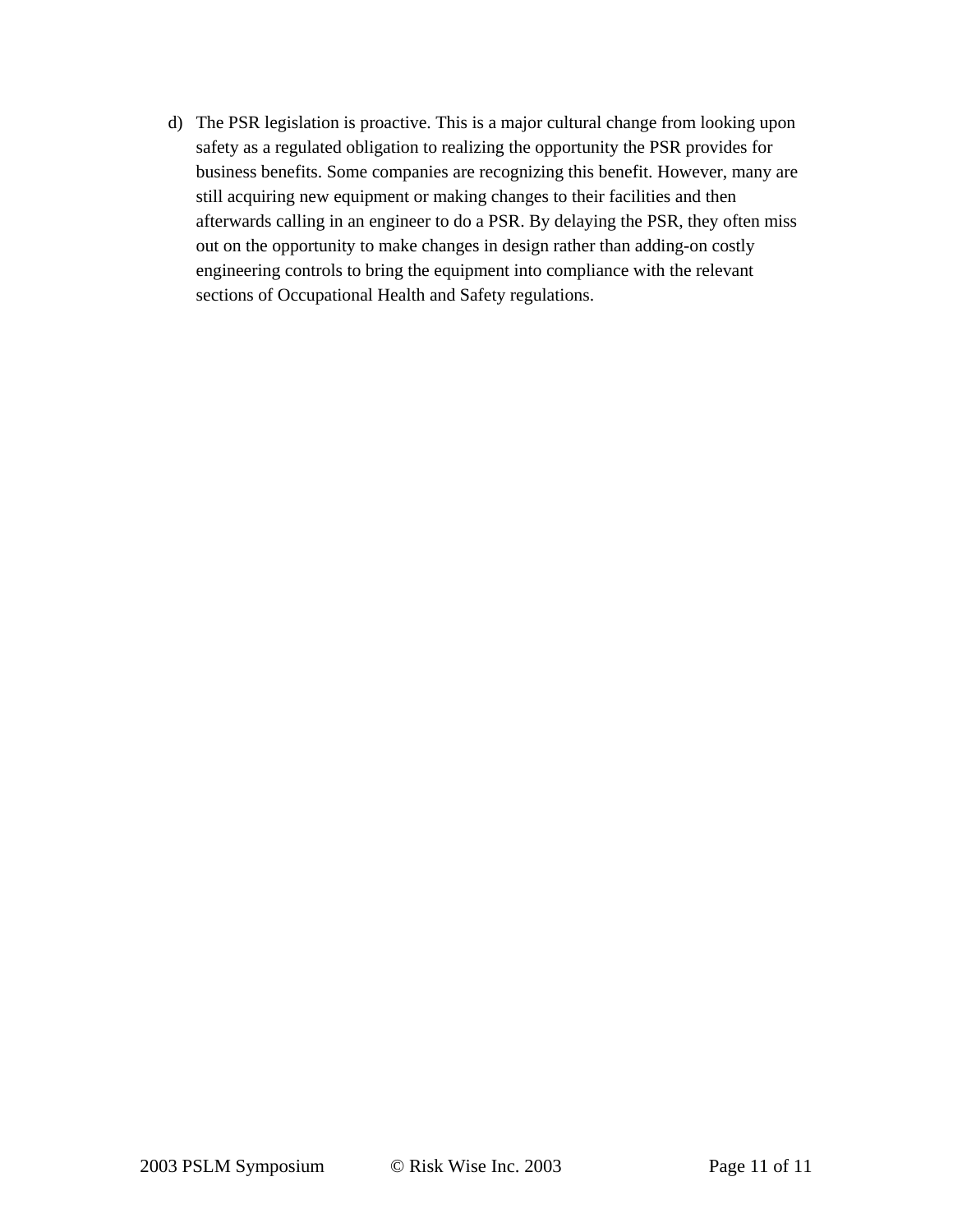d) The PSR legislation is proactive. This is a major cultural change from looking upon safety as a regulated obligation to realizing the opportunity the PSR provides for business benefits. Some companies are recognizing this benefit. However, many are still acquiring new equipment or making changes to their facilities and then afterwards calling in an engineer to do a PSR. By delaying the PSR, they often miss out on the opportunity to make changes in design rather than adding-on costly engineering controls to bring the equipment into compliance with the relevant sections of Occupational Health and Safety regulations.